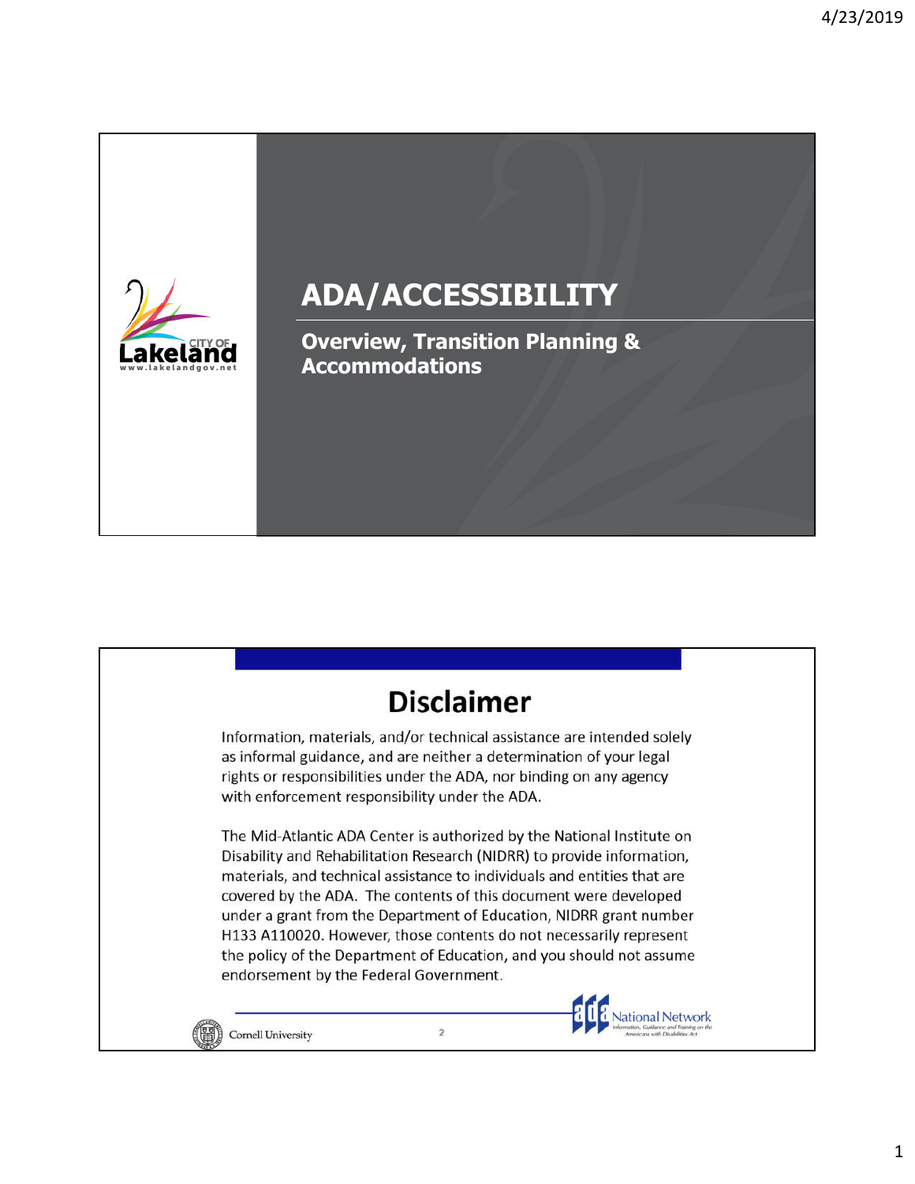# ADA/ACCESSIBILITY

## Overview, Transition Planning & Accommodations

CITY OF Lakeland
www.lakelandgov.net

## Disclaimer

Information, materials, and/or technical assistance are intended solely as informal guidance, and are neither a determination of your legal rights or responsibilities under the ADA, nor binding on any agency with enforcement responsibility under the ADA.

The Mid-Atlantic ADA Center is authorized by the National Institute on Disability and Rehabilitation Research (NIDRR) to provide information, materials, and technical assistance to individuals and entities that are covered by the ADA. The contents of this document were developed under a grant from the Department of Education, NIDRR grant number H133 A110020. However, those contents do not necessarily represent the policy of the Department of Education, and you should not assume endorsement by the Federal Government.

Cornell University

ADA National Network — Information, Guidance and Training on the Americans with Disabilities Act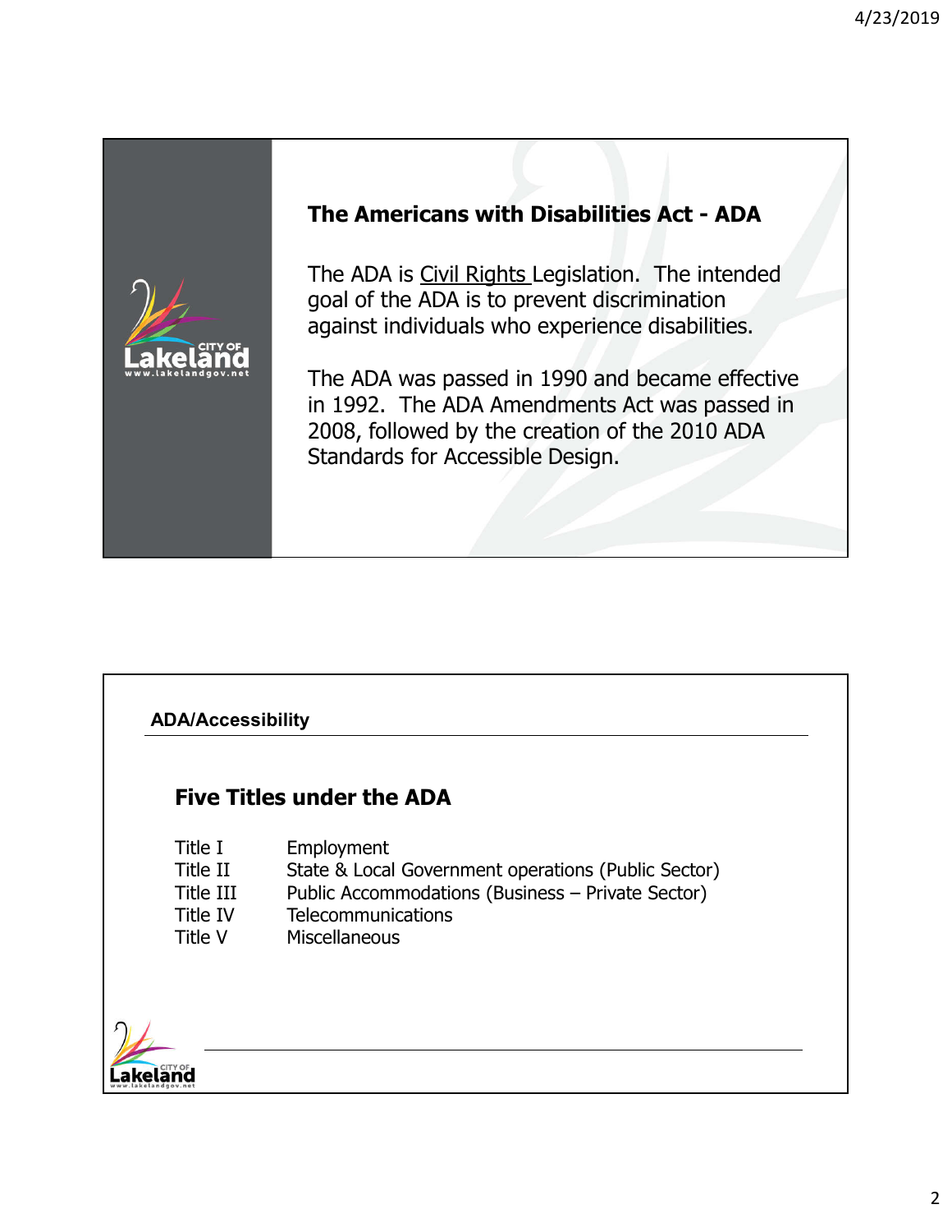## The Americans with Disabilities Act - ADA

The ADA is Civil Rights Legislation. The intended goal of the ADA is to prevent discrimination against individuals who experience disabilities.

The ADA was passed in 1990 and became effective in 1992. The ADA Amendments Act was passed in 2008, followed by the creation of the 2010 ADA Standards for Accessible Design.

**ADA/Accessibility**

## Five Titles under the ADA

| | |
|---|---|
| Title I | Employment |
| Title II | State & Local Government operations (Public Sector) |
| Title III | Public Accommodations (Business – Private Sector) |
| Title IV | Telecommunications |
| Title V | Miscellaneous |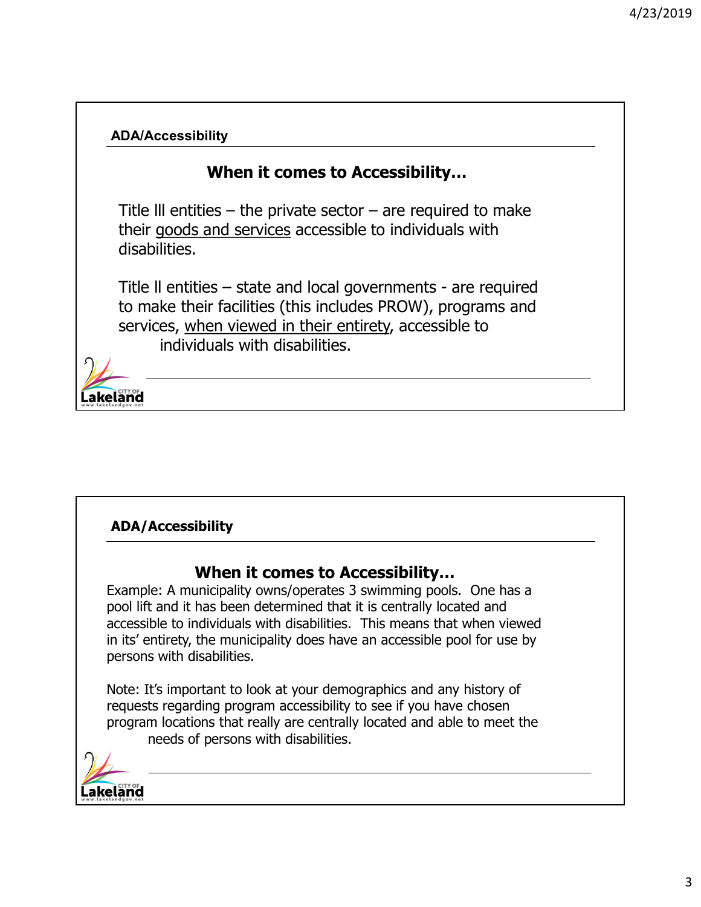## ADA/Accessibility

### When it comes to Accessibility…

Title lll entities – the private sector – are required to make their goods and services accessible to individuals with disabilities.

Title ll entities – state and local governments - are required to make their facilities (this includes PROW), programs and services, when viewed in their entirety, accessible to individuals with disabilities.

## ADA/Accessibility

### When it comes to Accessibility…

Example: A municipality owns/operates 3 swimming pools. One has a pool lift and it has been determined that it is centrally located and accessible to individuals with disabilities. This means that when viewed in its' entirety, the municipality does have an accessible pool for use by persons with disabilities.

Note: It's important to look at your demographics and any history of requests regarding program accessibility to see if you have chosen program locations that really are centrally located and able to meet the needs of persons with disabilities.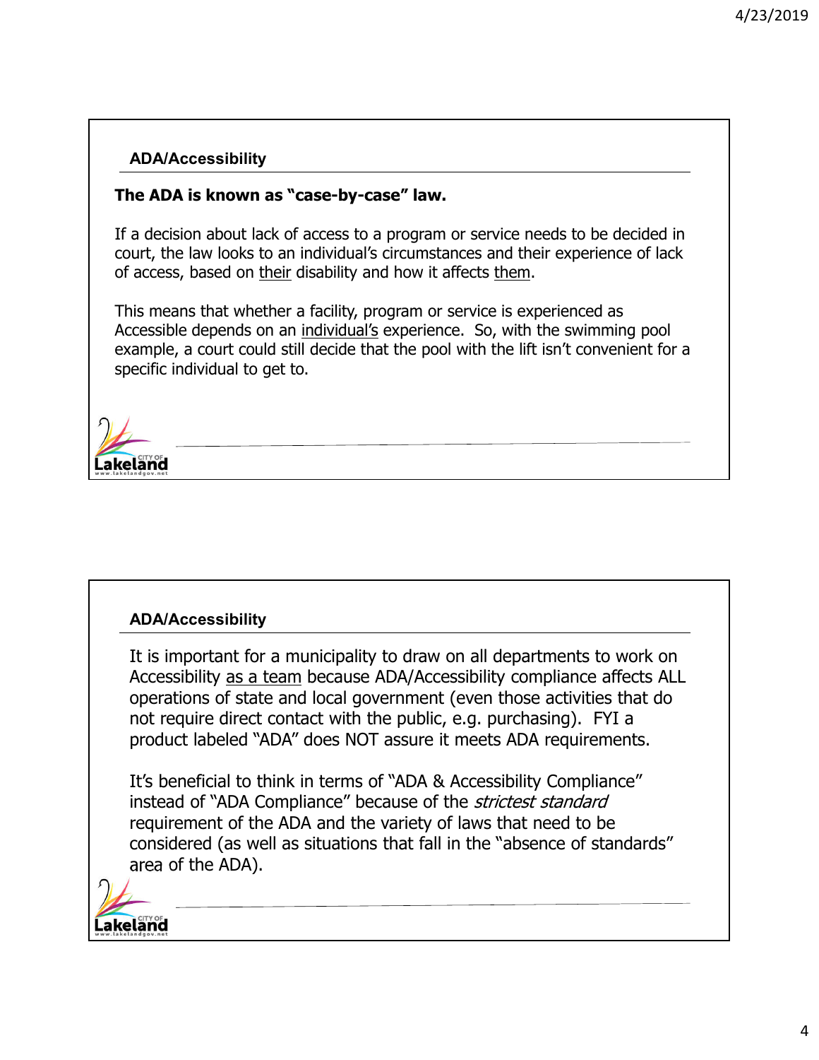## ADA/Accessibility

**The ADA is known as "case-by-case" law.**

If a decision about lack of access to a program or service needs to be decided in court, the law looks to an individual's circumstances and their experience of lack of access, based on <u>their</u> disability and how it affects <u>them</u>.

This means that whether a facility, program or service is experienced as Accessible depends on an <u>individual's</u> experience. So, with the swimming pool example, a court could still decide that the pool with the lift isn't convenient for a specific individual to get to.

## ADA/Accessibility

It is important for a municipality to draw on all departments to work on Accessibility <u>as a team</u> because ADA/Accessibility compliance affects ALL operations of state and local government (even those activities that do not require direct contact with the public, e.g. purchasing). FYI a product labeled "ADA" does NOT assure it meets ADA requirements.

It's beneficial to think in terms of "ADA & Accessibility Compliance" instead of "ADA Compliance" because of the *strictest standard* requirement of the ADA and the variety of laws that need to be considered (as well as situations that fall in the "absence of standards" area of the ADA).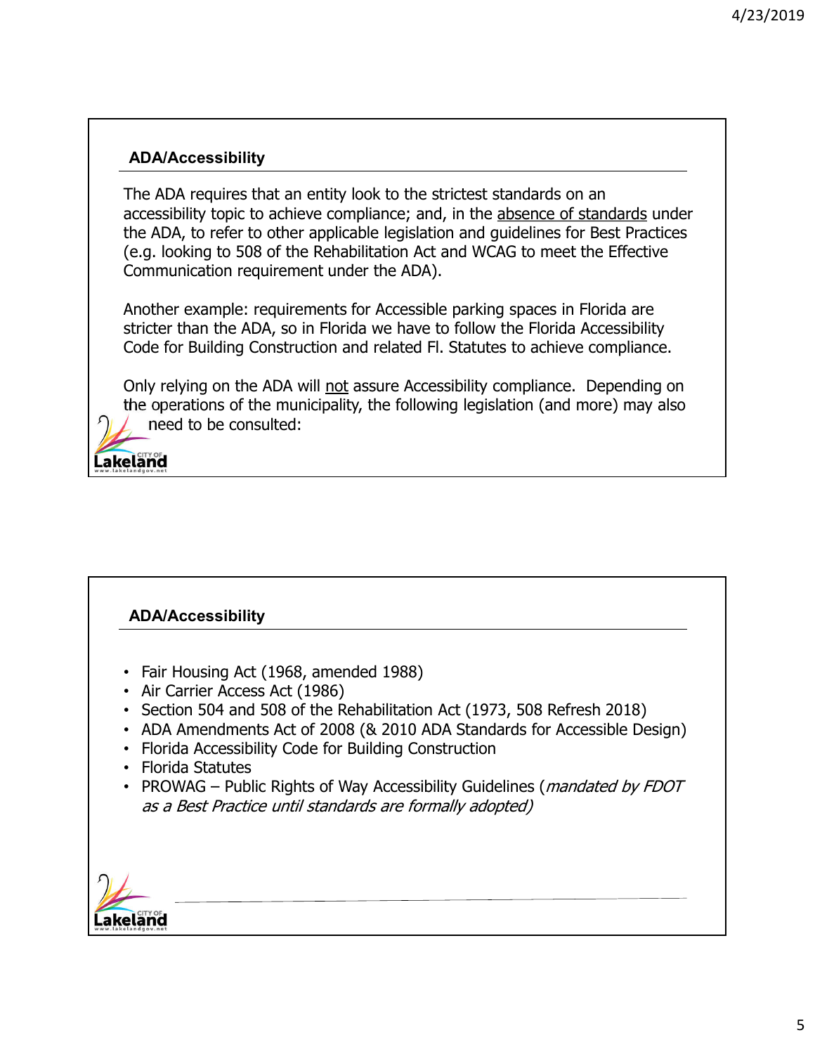## ADA/Accessibility

The ADA requires that an entity look to the strictest standards on an accessibility topic to achieve compliance; and, in the absence of standards under the ADA, to refer to other applicable legislation and guidelines for Best Practices (e.g. looking to 508 of the Rehabilitation Act and WCAG to meet the Effective Communication requirement under the ADA).

Another example: requirements for Accessible parking spaces in Florida are stricter than the ADA, so in Florida we have to follow the Florida Accessibility Code for Building Construction and related Fl. Statutes to achieve compliance.

Only relying on the ADA will not assure Accessibility compliance. Depending on the operations of the municipality, the following legislation (and more) may also need to be consulted:

## ADA/Accessibility

- Fair Housing Act (1968, amended 1988)
- Air Carrier Access Act (1986)
- Section 504 and 508 of the Rehabilitation Act (1973, 508 Refresh 2018)
- ADA Amendments Act of 2008 (& 2010 ADA Standards for Accessible Design)
- Florida Accessibility Code for Building Construction
- Florida Statutes
- PROWAG – Public Rights of Way Accessibility Guidelines (*mandated by FDOT as a Best Practice until standards are formally adopted)*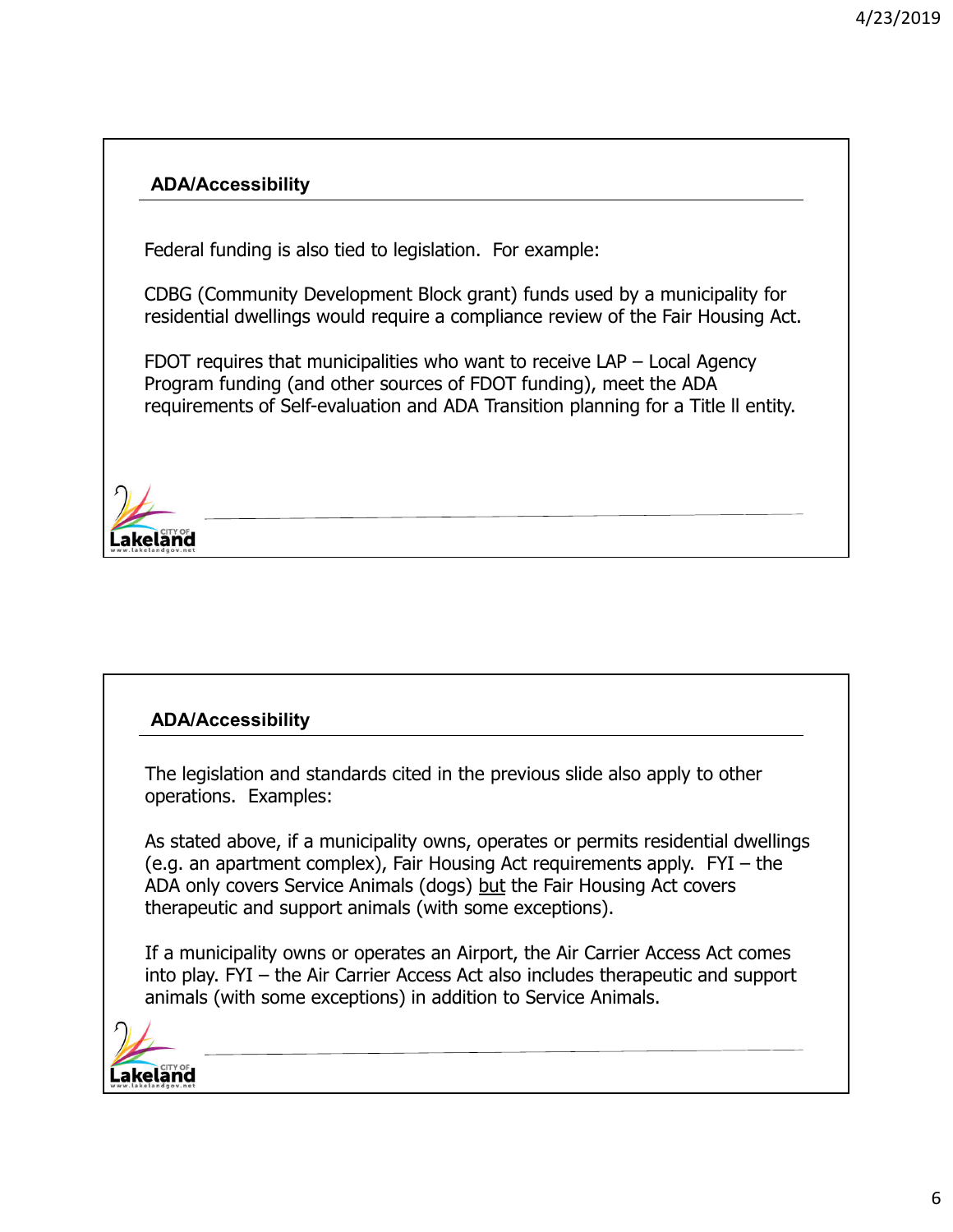## ADA/Accessibility

Federal funding is also tied to legislation. For example:

CDBG (Community Development Block grant) funds used by a municipality for residential dwellings would require a compliance review of the Fair Housing Act.

FDOT requires that municipalities who want to receive LAP – Local Agency Program funding (and other sources of FDOT funding), meet the ADA requirements of Self-evaluation and ADA Transition planning for a Title II entity.

## ADA/Accessibility

The legislation and standards cited in the previous slide also apply to other operations. Examples:

As stated above, if a municipality owns, operates or permits residential dwellings (e.g. an apartment complex), Fair Housing Act requirements apply. FYI – the ADA only covers Service Animals (dogs) <u>but</u> the Fair Housing Act covers therapeutic and support animals (with some exceptions).

If a municipality owns or operates an Airport, the Air Carrier Access Act comes into play. FYI – the Air Carrier Access Act also includes therapeutic and support animals (with some exceptions) in addition to Service Animals.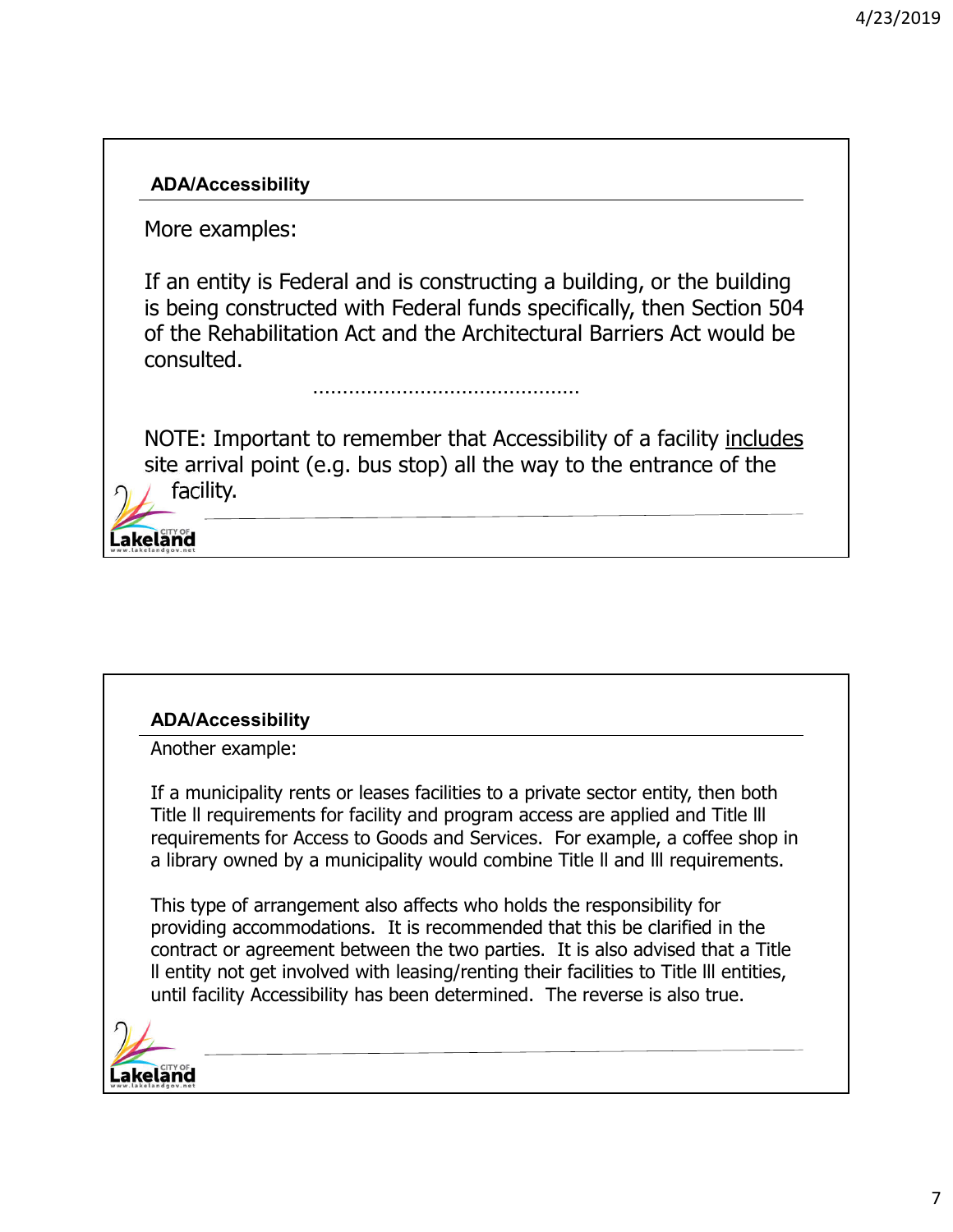## ADA/Accessibility

More examples:

If an entity is Federal and is constructing a building, or the building is being constructed with Federal funds specifically, then Section 504 of the Rehabilitation Act and the Architectural Barriers Act would be consulted.

……………………………………

NOTE: Important to remember that Accessibility of a facility <u>includes</u> site arrival point (e.g. bus stop) all the way to the entrance of the facility.

## ADA/Accessibility

Another example:

If a municipality rents or leases facilities to a private sector entity, then both Title II requirements for facility and program access are applied and Title III requirements for Access to Goods and Services. For example, a coffee shop in a library owned by a municipality would combine Title II and III requirements.

This type of arrangement also affects who holds the responsibility for providing accommodations. It is recommended that this be clarified in the contract or agreement between the two parties. It is also advised that a Title II entity not get involved with leasing/renting their facilities to Title III entities, until facility Accessibility has been determined. The reverse is also true.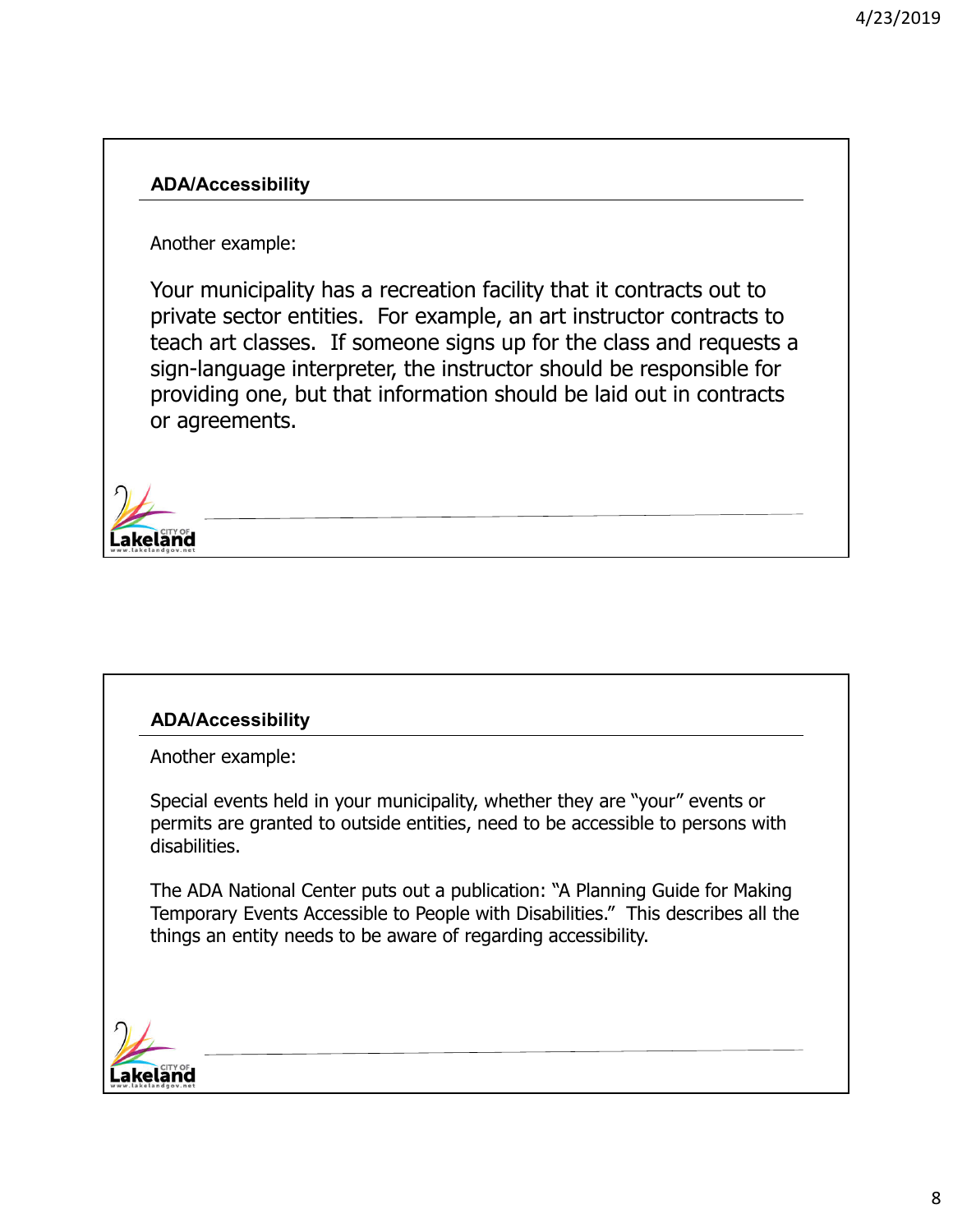## ADA/Accessibility

Another example:

Your municipality has a recreation facility that it contracts out to private sector entities. For example, an art instructor contracts to teach art classes. If someone signs up for the class and requests a sign-language interpreter, the instructor should be responsible for providing one, but that information should be laid out in contracts or agreements.

## ADA/Accessibility

Another example:

Special events held in your municipality, whether they are "your" events or permits are granted to outside entities, need to be accessible to persons with disabilities.

The ADA National Center puts out a publication: "A Planning Guide for Making Temporary Events Accessible to People with Disabilities." This describes all the things an entity needs to be aware of regarding accessibility.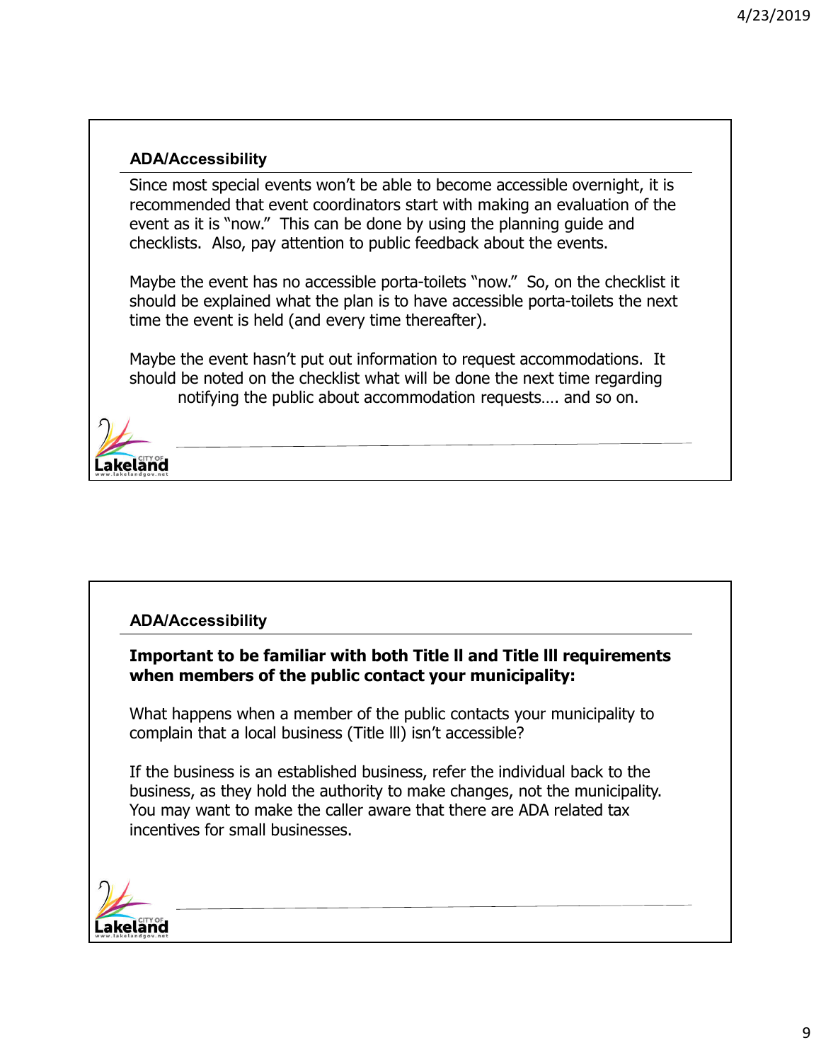## ADA/Accessibility

Since most special events won't be able to become accessible overnight, it is recommended that event coordinators start with making an evaluation of the event as it is "now." This can be done by using the planning guide and checklists. Also, pay attention to public feedback about the events.

Maybe the event has no accessible porta-toilets "now." So, on the checklist it should be explained what the plan is to have accessible porta-toilets the next time the event is held (and every time thereafter).

Maybe the event hasn't put out information to request accommodations. It should be noted on the checklist what will be done the next time regarding notifying the public about accommodation requests…. and so on.

## ADA/Accessibility

**Important to be familiar with both Title II and Title III requirements when members of the public contact your municipality:**

What happens when a member of the public contacts your municipality to complain that a local business (Title III) isn't accessible?

If the business is an established business, refer the individual back to the business, as they hold the authority to make changes, not the municipality. You may want to make the caller aware that there are ADA related tax incentives for small businesses.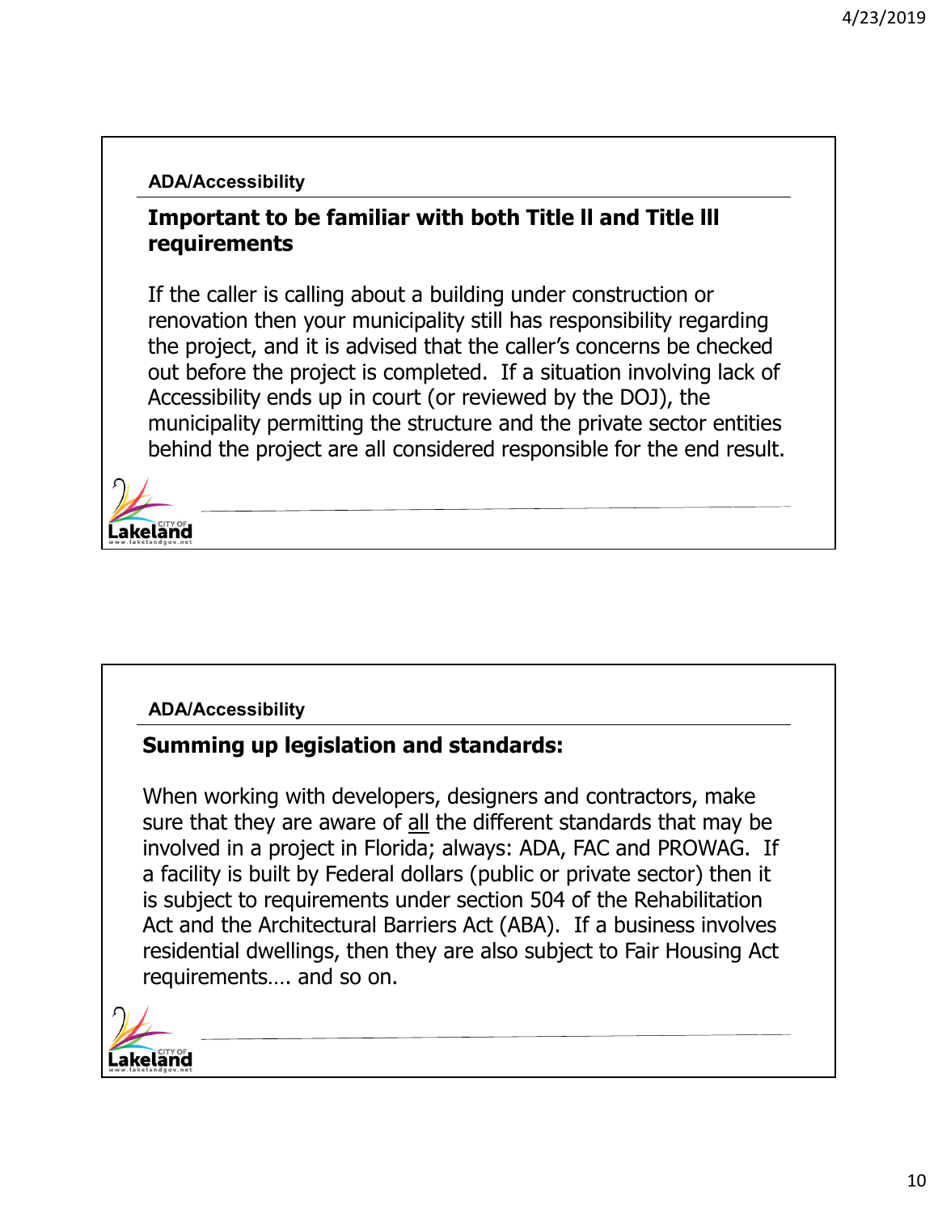ADA/Accessibility

## Important to be familiar with both Title II and Title III requirements

If the caller is calling about a building under construction or renovation then your municipality still has responsibility regarding the project, and it is advised that the caller's concerns be checked out before the project is completed. If a situation involving lack of Accessibility ends up in court (or reviewed by the DOJ), the municipality permitting the structure and the private sector entities behind the project are all considered responsible for the end result.

ADA/Accessibility

## Summing up legislation and standards:

When working with developers, designers and contractors, make sure that they are aware of <u>all</u> the different standards that may be involved in a project in Florida; always: ADA, FAC and PROWAG. If a facility is built by Federal dollars (public or private sector) then it is subject to requirements under section 504 of the Rehabilitation Act and the Architectural Barriers Act (ABA). If a business involves residential dwellings, then they are also subject to Fair Housing Act requirements…. and so on.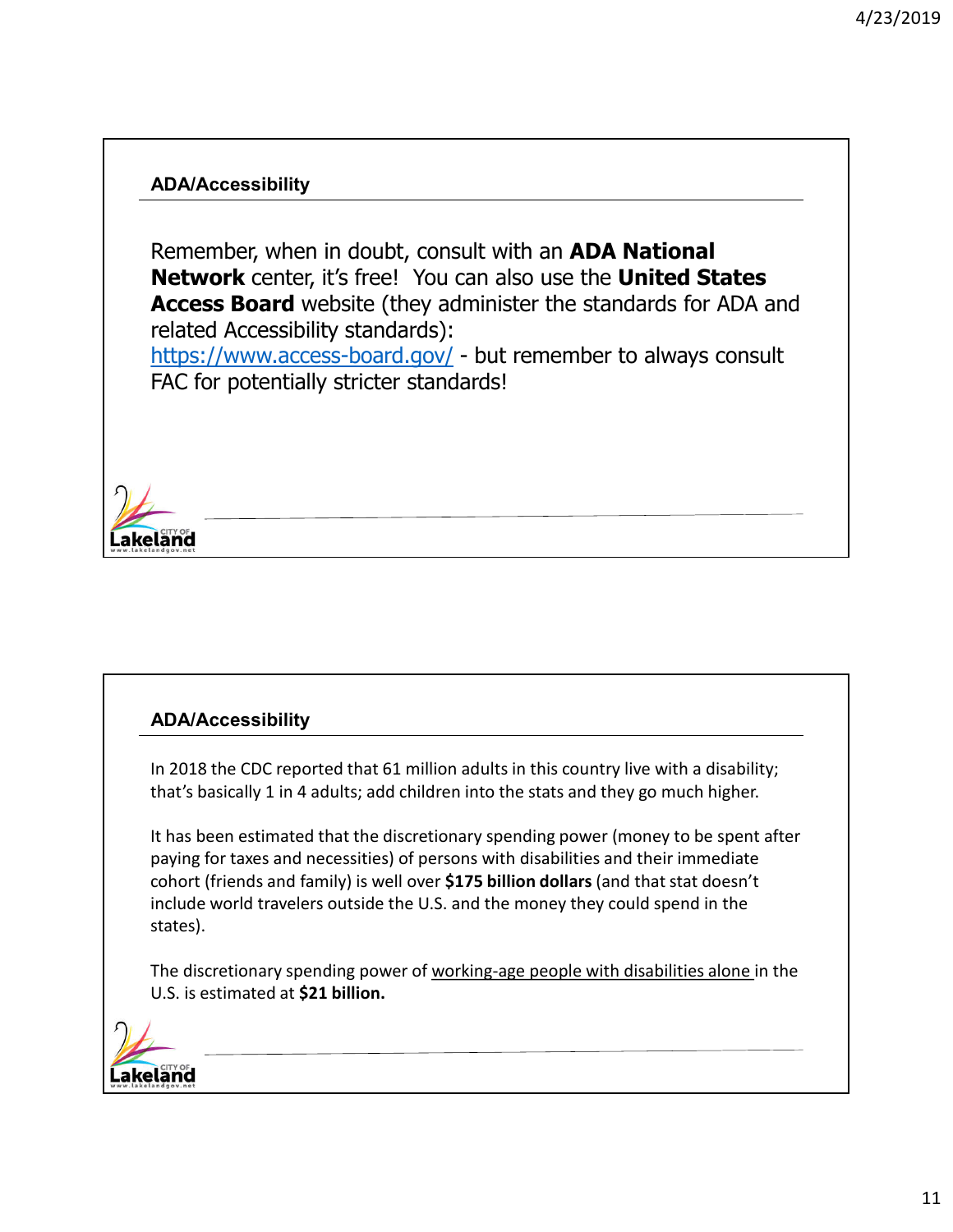## ADA/Accessibility

Remember, when in doubt, consult with an **ADA National Network** center, it's free! You can also use the **United States Access Board** website (they administer the standards for ADA and related Accessibility standards): https://www.access-board.gov/ - but remember to always consult FAC for potentially stricter standards!

## ADA/Accessibility

In 2018 the CDC reported that 61 million adults in this country live with a disability; that's basically 1 in 4 adults; add children into the stats and they go much higher.

It has been estimated that the discretionary spending power (money to be spent after paying for taxes and necessities) of persons with disabilities and their immediate cohort (friends and family) is well over **$175 billion dollars** (and that stat doesn't include world travelers outside the U.S. and the money they could spend in the states).

The discretionary spending power of <u>working-age people with disabilities alone</u> in the U.S. is estimated at **$21 billion.**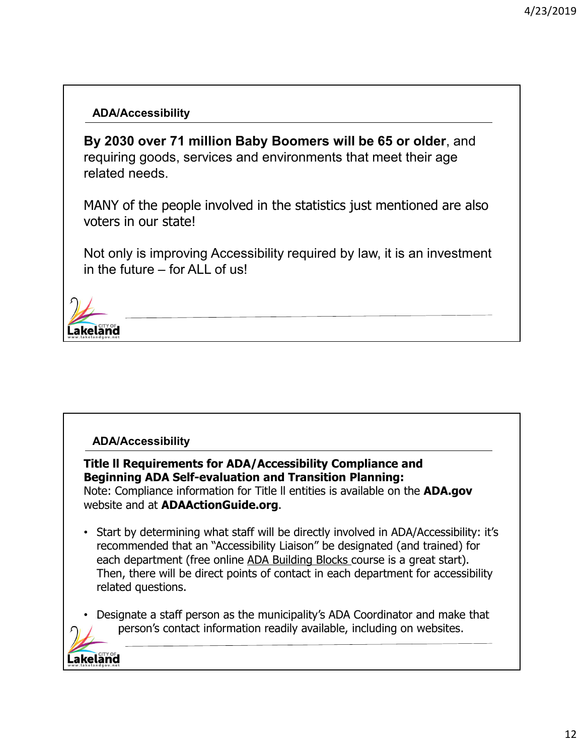### ADA/Accessibility

**By 2030 over 71 million Baby Boomers will be 65 or older**, and requiring goods, services and environments that meet their age related needs.

MANY of the people involved in the statistics just mentioned are also voters in our state!

Not only is improving Accessibility required by law, it is an investment in the future – for ALL of us!

### ADA/Accessibility

**Title II Requirements for ADA/Accessibility Compliance and Beginning ADA Self-evaluation and Transition Planning:**
Note: Compliance information for Title II entities is available on the **ADA.gov** website and at **ADAActionGuide.org**.

- Start by determining what staff will be directly involved in ADA/Accessibility: it's recommended that an "Accessibility Liaison" be designated (and trained) for each department (free online ADA Building Blocks course is a great start). Then, there will be direct points of contact in each department for accessibility related questions.
- Designate a staff person as the municipality's ADA Coordinator and make that person's contact information readily available, including on websites.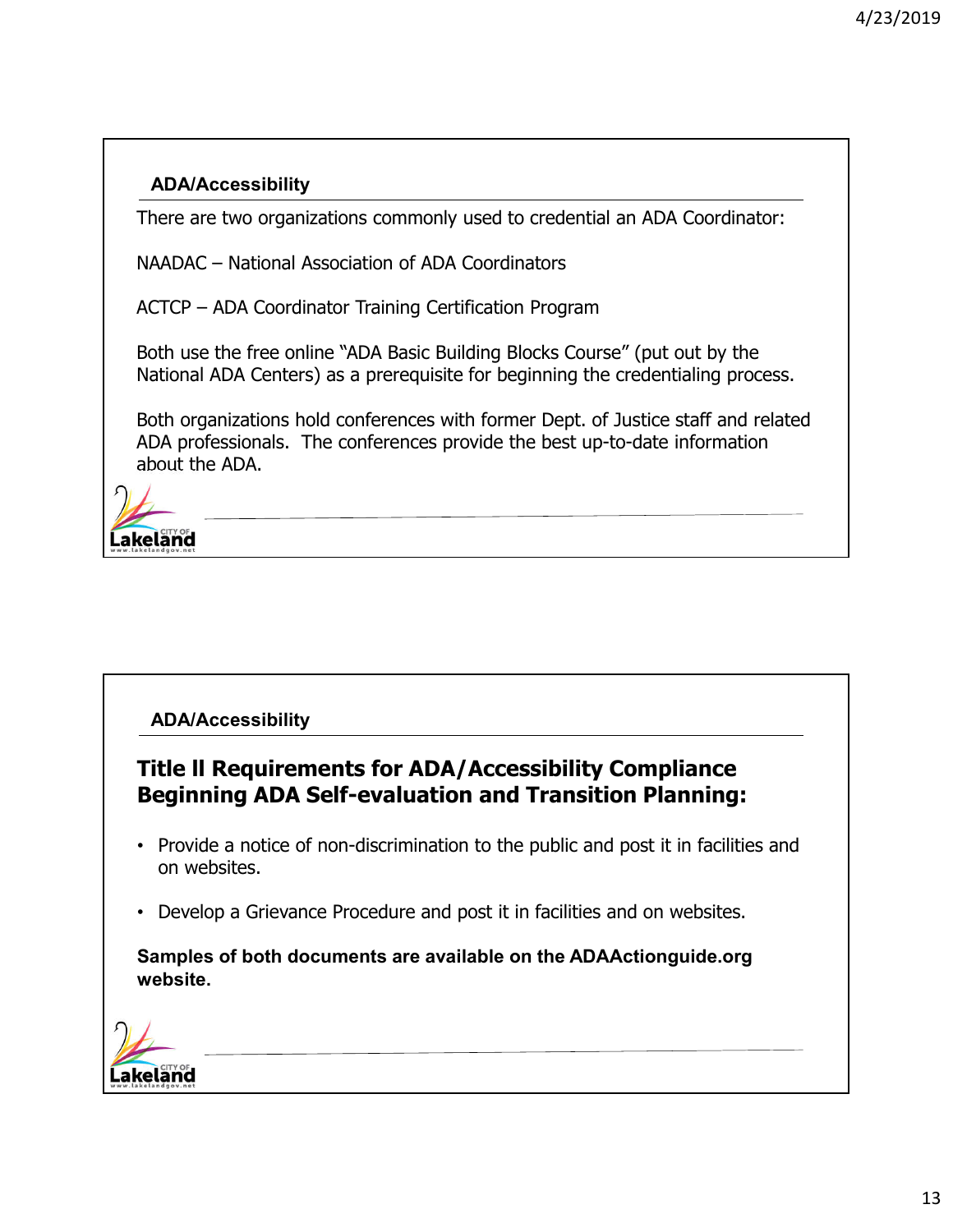## ADA/Accessibility

There are two organizations commonly used to credential an ADA Coordinator:

NAADAC – National Association of ADA Coordinators

ACTCP – ADA Coordinator Training Certification Program

Both use the free online "ADA Basic Building Blocks Course" (put out by the National ADA Centers) as a prerequisite for beginning the credentialing process.

Both organizations hold conferences with former Dept. of Justice staff and related ADA professionals. The conferences provide the best up-to-date information about the ADA.

## ADA/Accessibility

### Title II Requirements for ADA/Accessibility Compliance Beginning ADA Self-evaluation and Transition Planning:

- Provide a notice of non-discrimination to the public and post it in facilities and on websites.
- Develop a Grievance Procedure and post it in facilities and on websites.

**Samples of both documents are available on the ADAActionguide.org website.**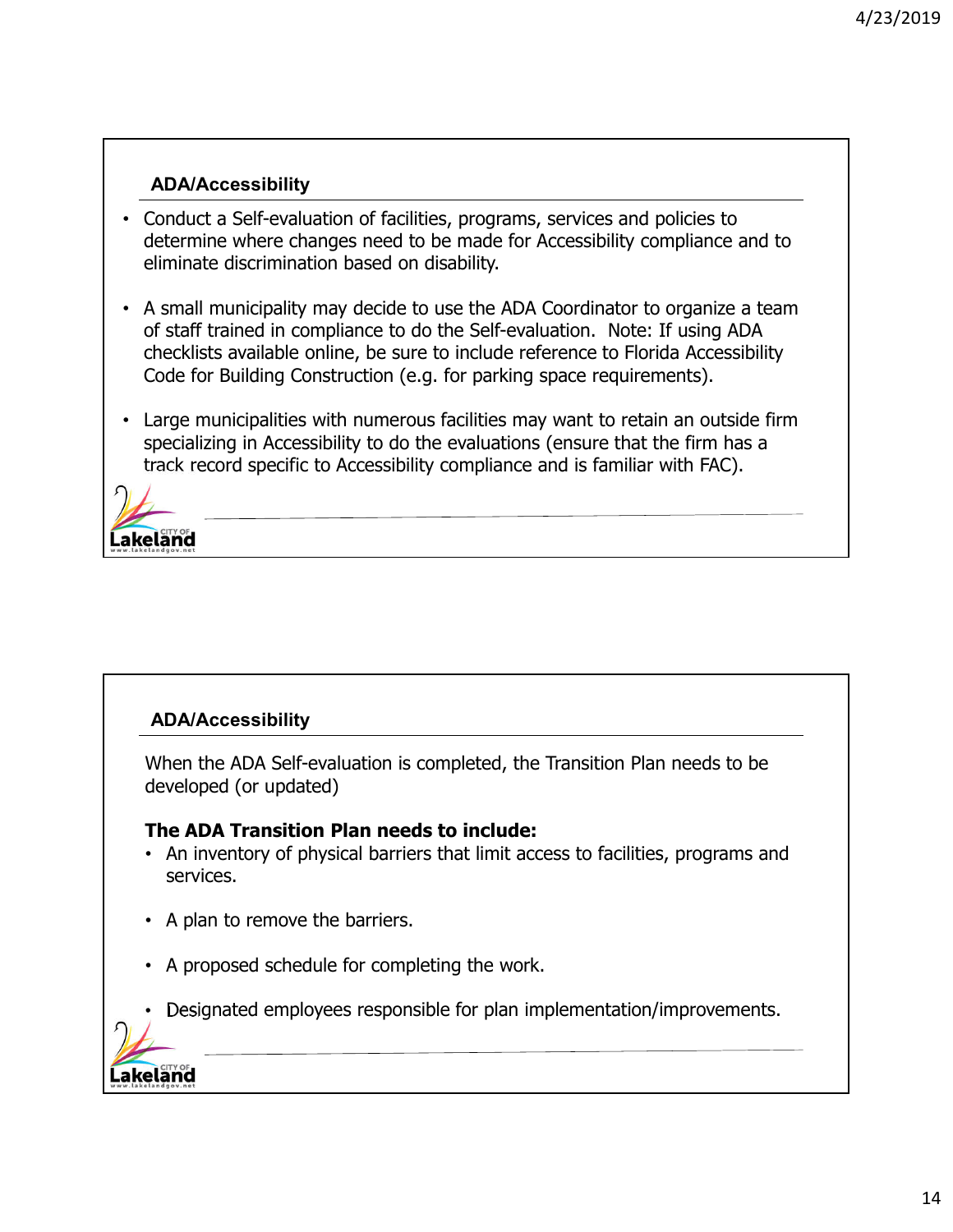## ADA/Accessibility

- Conduct a Self-evaluation of facilities, programs, services and policies to determine where changes need to be made for Accessibility compliance and to eliminate discrimination based on disability.
- A small municipality may decide to use the ADA Coordinator to organize a team of staff trained in compliance to do the Self-evaluation. Note: If using ADA checklists available online, be sure to include reference to Florida Accessibility Code for Building Construction (e.g. for parking space requirements).
- Large municipalities with numerous facilities may want to retain an outside firm specializing in Accessibility to do the evaluations (ensure that the firm has a track record specific to Accessibility compliance and is familiar with FAC).

## ADA/Accessibility

When the ADA Self-evaluation is completed, the Transition Plan needs to be developed (or updated)

**The ADA Transition Plan needs to include:**

- An inventory of physical barriers that limit access to facilities, programs and services.
- A plan to remove the barriers.
- A proposed schedule for completing the work.
- Designated employees responsible for plan implementation/improvements.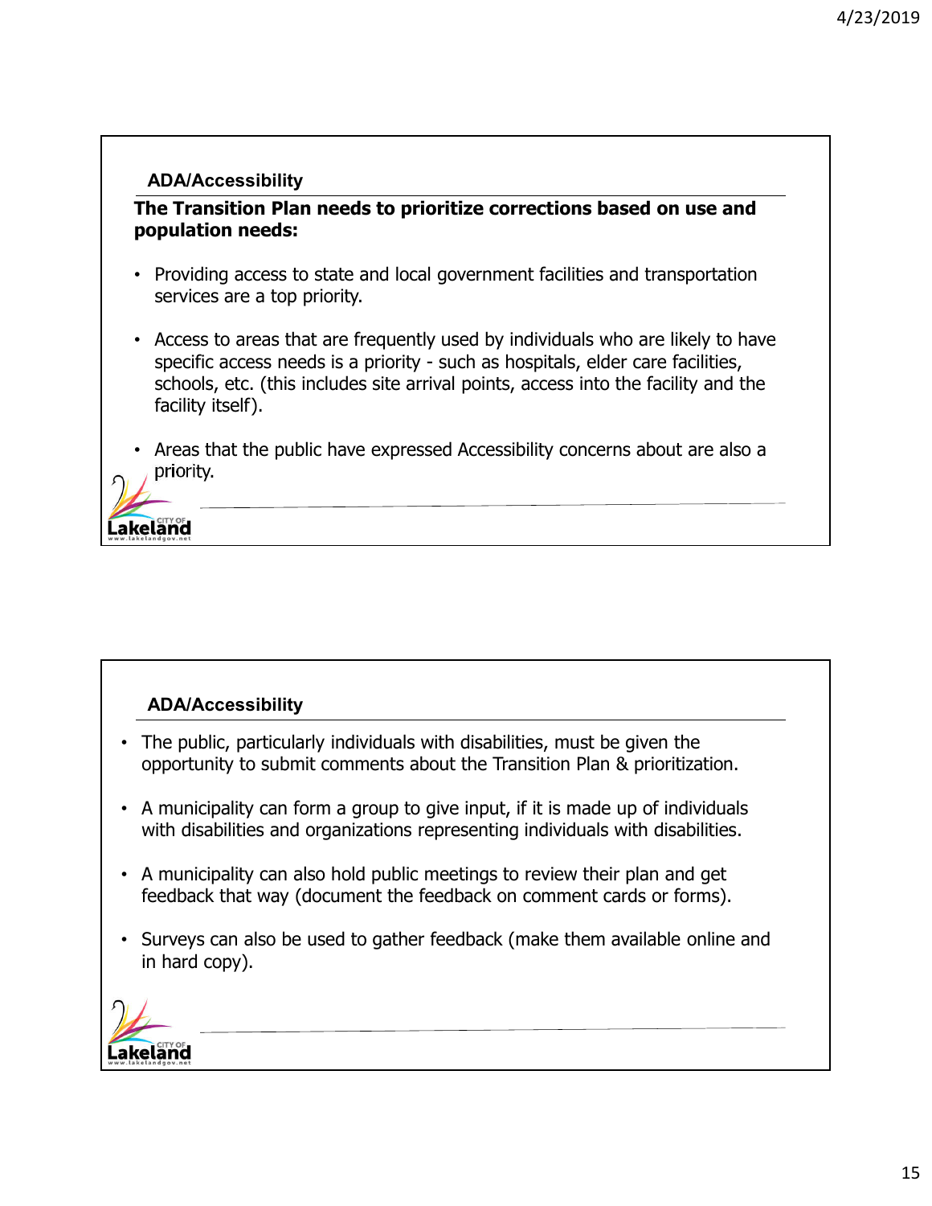## ADA/Accessibility

**The Transition Plan needs to prioritize corrections based on use and population needs:**

- Providing access to state and local government facilities and transportation services are a top priority.
- Access to areas that are frequently used by individuals who are likely to have specific access needs is a priority - such as hospitals, elder care facilities, schools, etc. (this includes site arrival points, access into the facility and the facility itself).
- Areas that the public have expressed Accessibility concerns about are also a priority.

## ADA/Accessibility

- The public, particularly individuals with disabilities, must be given the opportunity to submit comments about the Transition Plan & prioritization.
- A municipality can form a group to give input, if it is made up of individuals with disabilities and organizations representing individuals with disabilities.
- A municipality can also hold public meetings to review their plan and get feedback that way (document the feedback on comment cards or forms).
- Surveys can also be used to gather feedback (make them available online and in hard copy).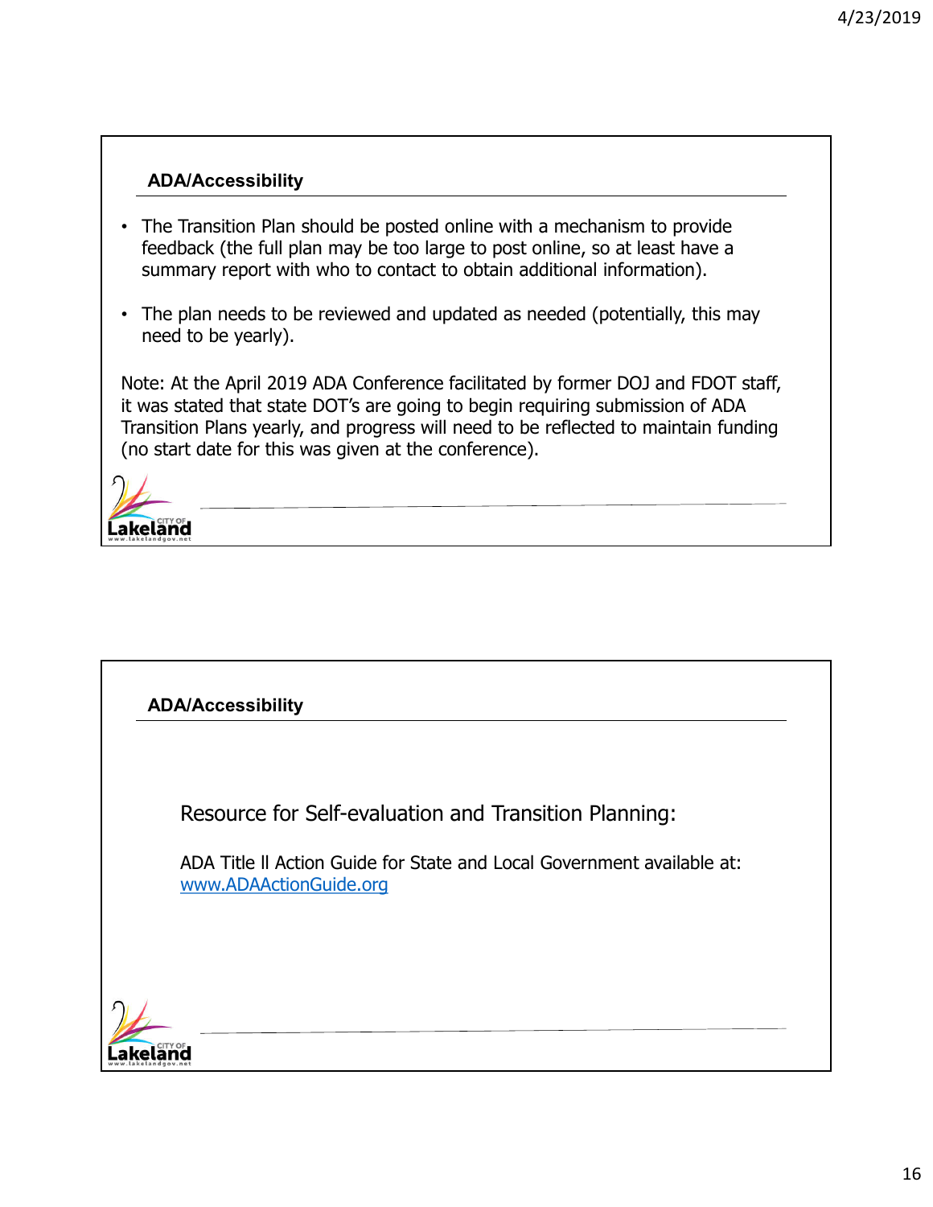## ADA/Accessibility

- The Transition Plan should be posted online with a mechanism to provide feedback (the full plan may be too large to post online, so at least have a summary report with who to contact to obtain additional information).
- The plan needs to be reviewed and updated as needed (potentially, this may need to be yearly).

Note: At the April 2019 ADA Conference facilitated by former DOJ and FDOT staff, it was stated that state DOT's are going to begin requiring submission of ADA Transition Plans yearly, and progress will need to be reflected to maintain funding (no start date for this was given at the conference).

## ADA/Accessibility

Resource for Self-evaluation and Transition Planning:

ADA Title II Action Guide for State and Local Government available at: [www.ADAActionGuide.org](http://www.ADAActionGuide.org)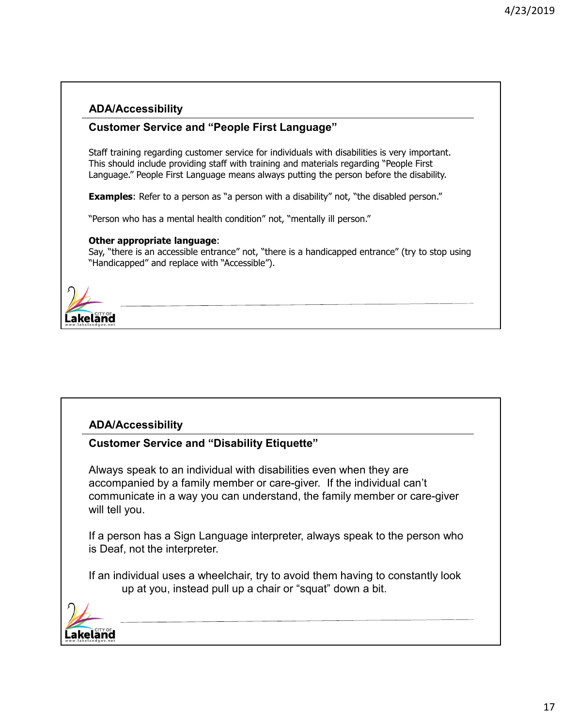## ADA/Accessibility

### Customer Service and "People First Language"

Staff training regarding customer service for individuals with disabilities is very important. This should include providing staff with training and materials regarding "People First Language." People First Language means always putting the person before the disability.

**Examples**: Refer to a person as "a person with a disability" not, "the disabled person."

"Person who has a mental health condition" not, "mentally ill person."

**Other appropriate language**:
Say, "there is an accessible entrance" not, "there is a handicapped entrance" (try to stop using "Handicapped" and replace with "Accessible").

## ADA/Accessibility

### Customer Service and "Disability Etiquette"

Always speak to an individual with disabilities even when they are accompanied by a family member or care-giver. If the individual can't communicate in a way you can understand, the family member or care-giver will tell you.

If a person has a Sign Language interpreter, always speak to the person who is Deaf, not the interpreter.

If an individual uses a wheelchair, try to avoid them having to constantly look up at you, instead pull up a chair or "squat" down a bit.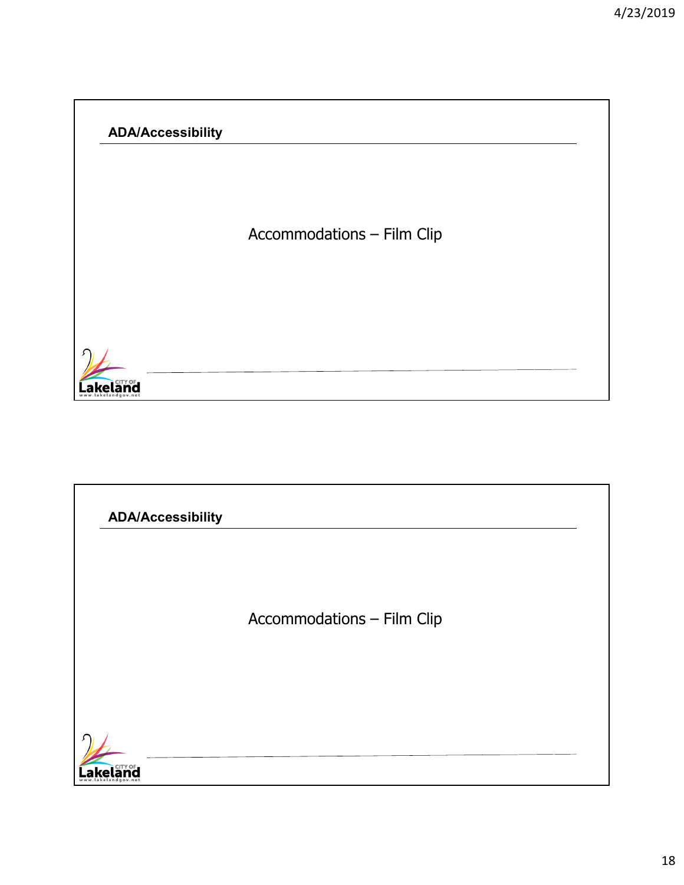## ADA/Accessibility

Accommodations – Film Clip

## ADA/Accessibility

Accommodations – Film Clip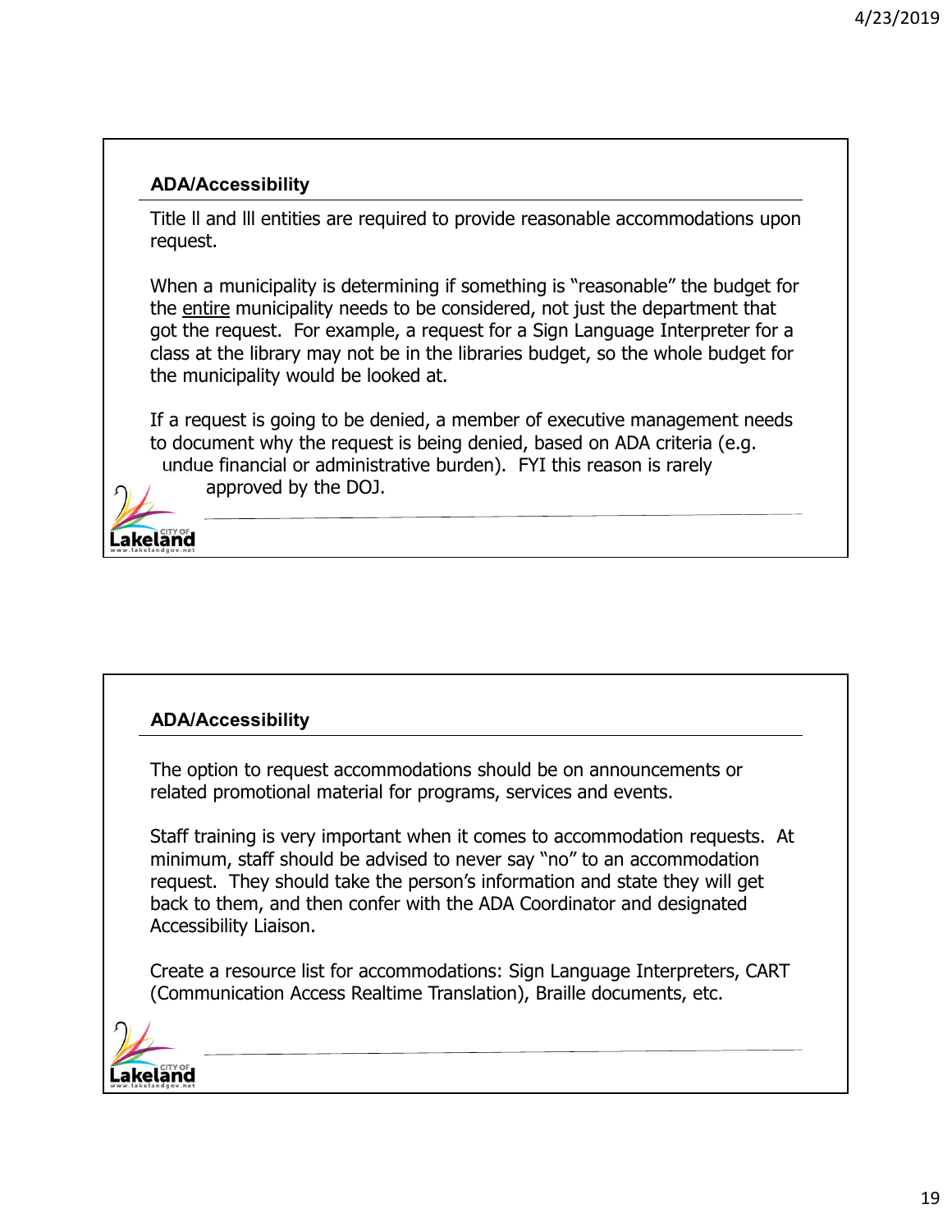## ADA/Accessibility

Title II and III entities are required to provide reasonable accommodations upon request.

When a municipality is determining if something is "reasonable" the budget for the entire municipality needs to be considered, not just the department that got the request. For example, a request for a Sign Language Interpreter for a class at the library may not be in the libraries budget, so the whole budget for the municipality would be looked at.

If a request is going to be denied, a member of executive management needs to document why the request is being denied, based on ADA criteria (e.g. undue financial or administrative burden). FYI this reason is rarely approved by the DOJ.

## ADA/Accessibility

The option to request accommodations should be on announcements or related promotional material for programs, services and events.

Staff training is very important when it comes to accommodation requests. At minimum, staff should be advised to never say "no" to an accommodation request. They should take the person's information and state they will get back to them, and then confer with the ADA Coordinator and designated Accessibility Liaison.

Create a resource list for accommodations: Sign Language Interpreters, CART (Communication Access Realtime Translation), Braille documents, etc.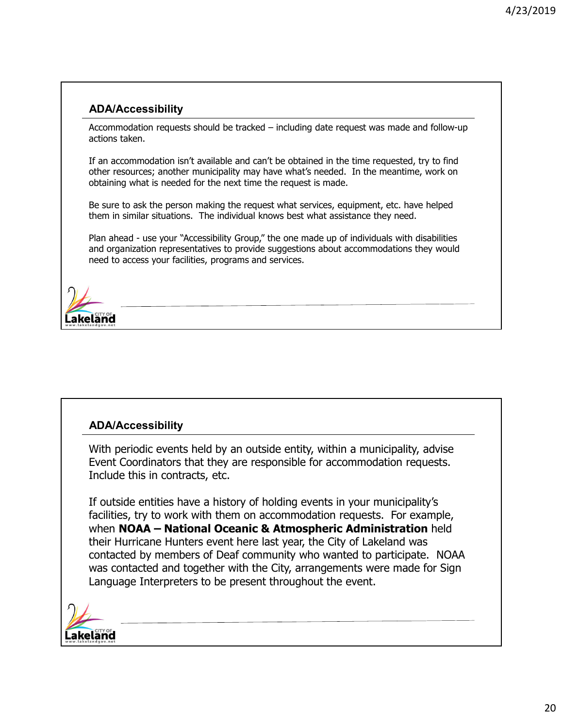## ADA/Accessibility

Accommodation requests should be tracked – including date request was made and follow-up actions taken.

If an accommodation isn't available and can't be obtained in the time requested, try to find other resources; another municipality may have what's needed. In the meantime, work on obtaining what is needed for the next time the request is made.

Be sure to ask the person making the request what services, equipment, etc. have helped them in similar situations. The individual knows best what assistance they need.

Plan ahead - use your "Accessibility Group," the one made up of individuals with disabilities and organization representatives to provide suggestions about accommodations they would need to access your facilities, programs and services.

## ADA/Accessibility

With periodic events held by an outside entity, within a municipality, advise Event Coordinators that they are responsible for accommodation requests. Include this in contracts, etc.

If outside entities have a history of holding events in your municipality's facilities, try to work with them on accommodation requests. For example, when **NOAA – National Oceanic & Atmospheric Administration** held their Hurricane Hunters event here last year, the City of Lakeland was contacted by members of Deaf community who wanted to participate. NOAA was contacted and together with the City, arrangements were made for Sign Language Interpreters to be present throughout the event.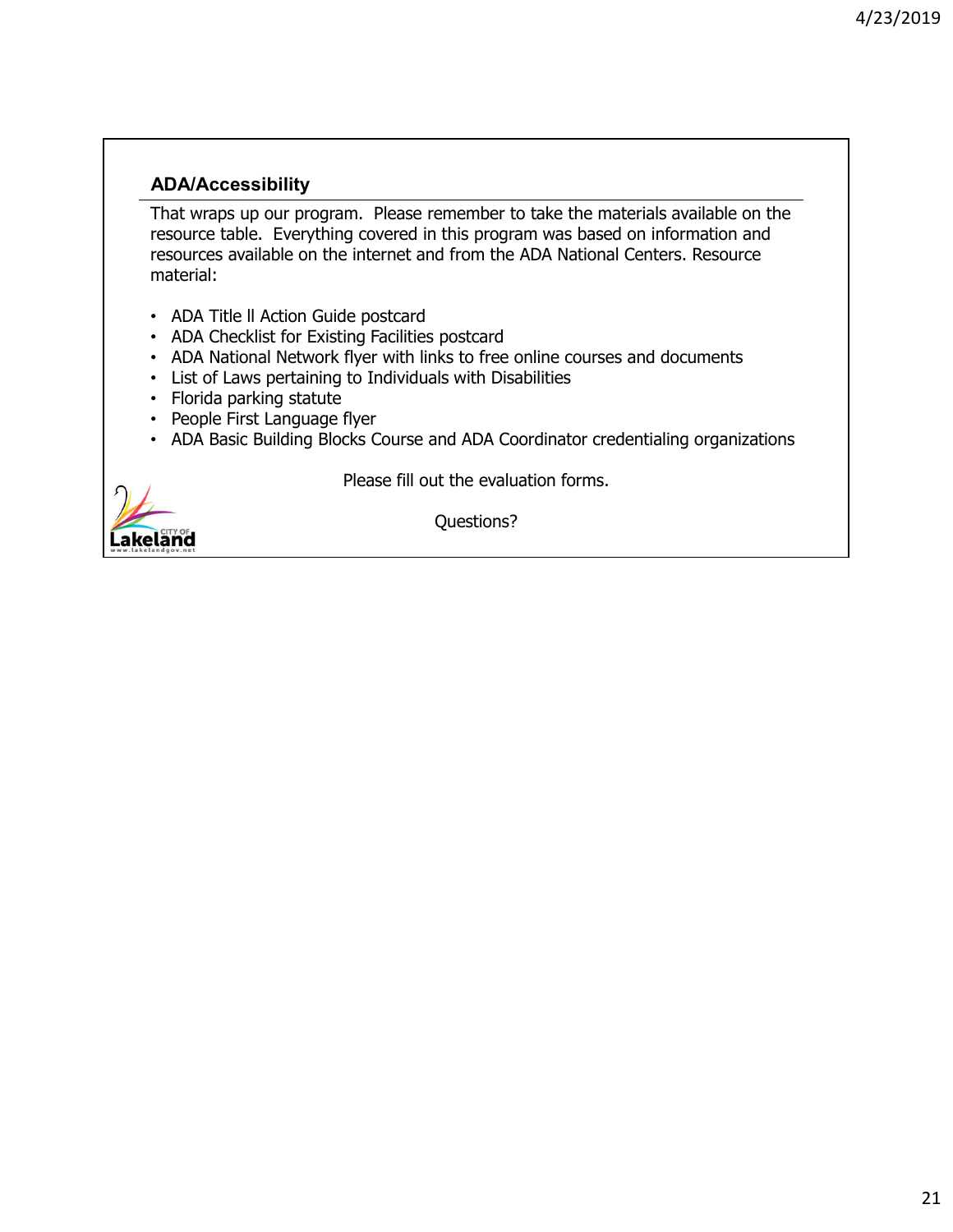## ADA/Accessibility

That wraps up our program. Please remember to take the materials available on the resource table. Everything covered in this program was based on information and resources available on the internet and from the ADA National Centers. Resource material:

- ADA Title ll Action Guide postcard
- ADA Checklist for Existing Facilities postcard
- ADA National Network flyer with links to free online courses and documents
- List of Laws pertaining to Individuals with Disabilities
- Florida parking statute
- People First Language flyer
- ADA Basic Building Blocks Course and ADA Coordinator credentialing organizations

Please fill out the evaluation forms.

Questions?